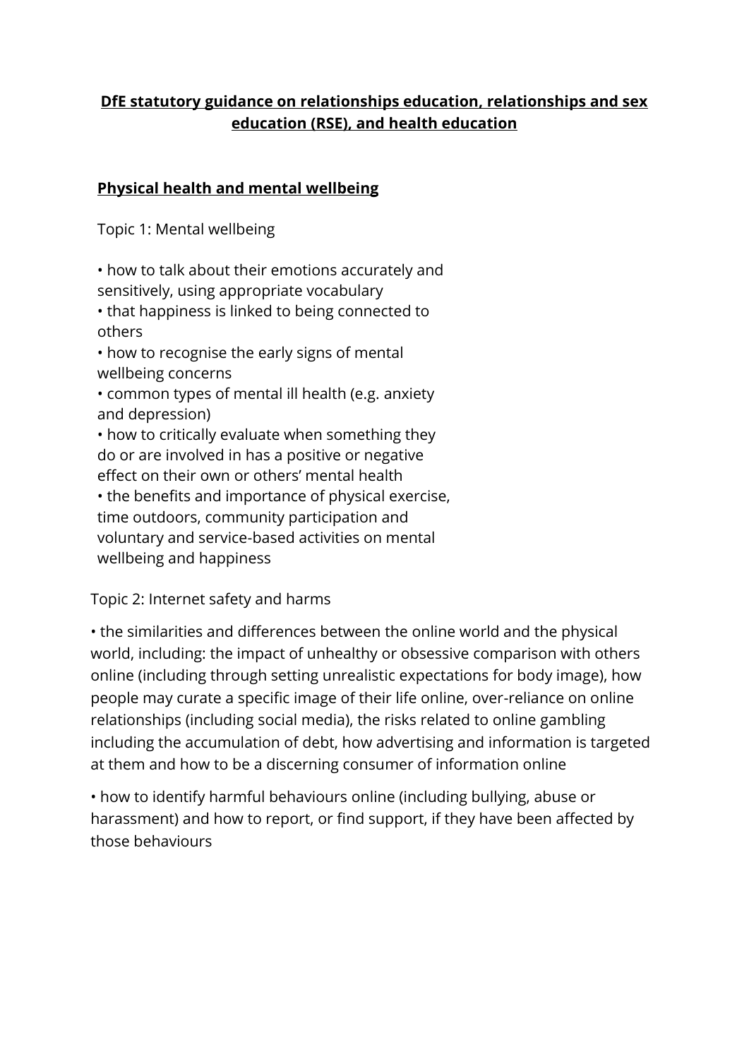## DfE statutory guidance on relationships education, relationships and sex education (RSE), and health education

### Physical health and mental wellbeing

Topic 1: Mental wellbeing

- how to talk about their emotions accurately and sensitively, using appropriate vocabulary
- that happiness is linked to being connected to others
- how to recognise the early signs of mental wellbeing concerns
- common types of mental ill health (e.g. anxiety and depression)
- how to critically evaluate when something they do or are involved in has a positive or negative effect on their own or others' mental health
- the benefits and importance of physical exercise, time outdoors, community participation and voluntary and service-based activities on mental wellbeing and happiness

Topic 2: Internet safety and harms

- the similarities and differences between the online world and the physical world, including: the impact of unhealthy or obsessive comparison with others online (including through setting unrealistic expectations for body image), how people may curate a specific image of their life online, over-reliance on online relationships (including social media), the risks related to online gambling including the accumulation of debt, how advertising and information is targeted at them and how to be a discerning consumer of information online

- how to identify harmful behaviours online (including bullying, abuse or harassment) and how to report, or find support, if they have been affected by those behaviours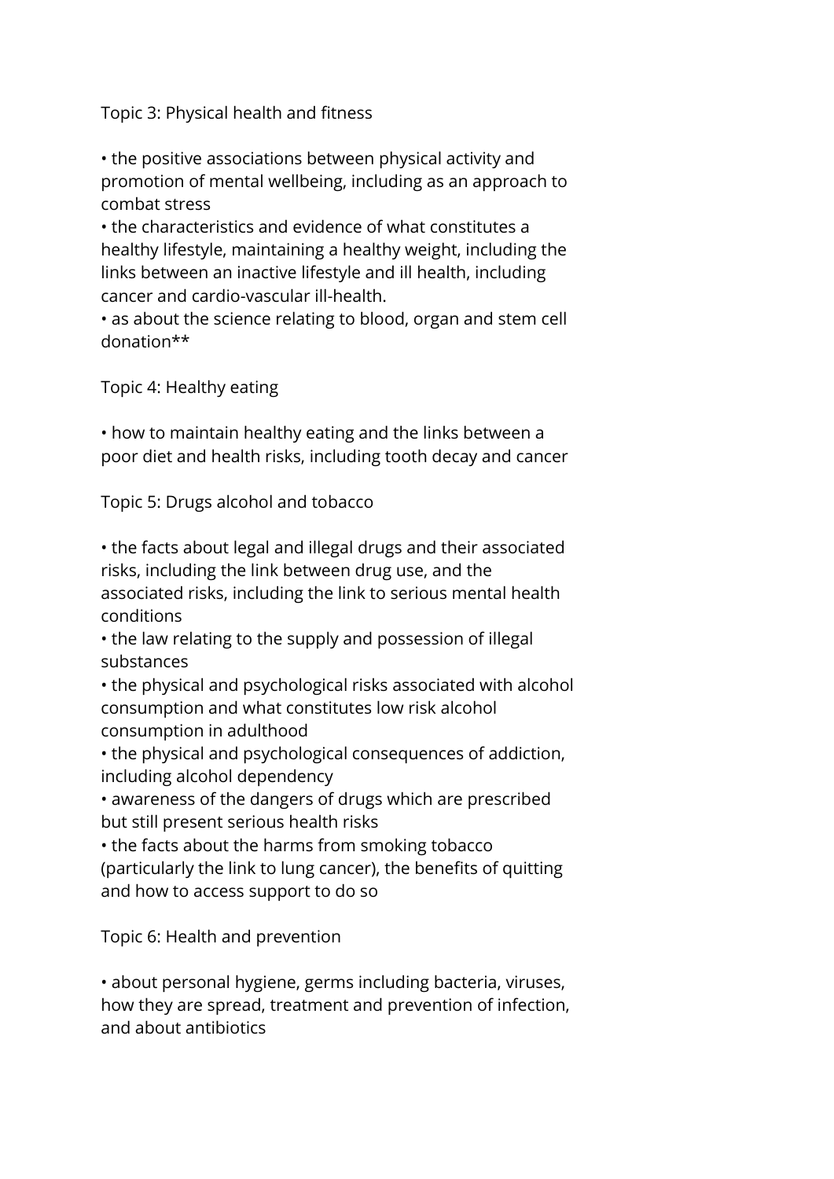Topic 3: Physical health and fitness

- the positive associations between physical activity and promotion of mental wellbeing, including as an approach to combat stress
- the characteristics and evidence of what constitutes a healthy lifestyle, maintaining a healthy weight, including the links between an inactive lifestyle and ill health, including cancer and cardio-vascular ill-health.
- as about the science relating to blood, organ and stem cell donation**

Topic 4: Healthy eating

- how to maintain healthy eating and the links between a poor diet and health risks, including tooth decay and cancer

Topic 5: Drugs alcohol and tobacco

- the facts about legal and illegal drugs and their associated risks, including the link between drug use, and the associated risks, including the link to serious mental health conditions
- the law relating to the supply and possession of illegal substances
- the physical and psychological risks associated with alcohol consumption and what constitutes low risk alcohol consumption in adulthood
- the physical and psychological consequences of addiction, including alcohol dependency
- awareness of the dangers of drugs which are prescribed but still present serious health risks
- the facts about the harms from smoking tobacco (particularly the link to lung cancer), the benefits of quitting and how to access support to do so

Topic 6: Health and prevention

- about personal hygiene, germs including bacteria, viruses, how they are spread, treatment and prevention of infection, and about antibiotics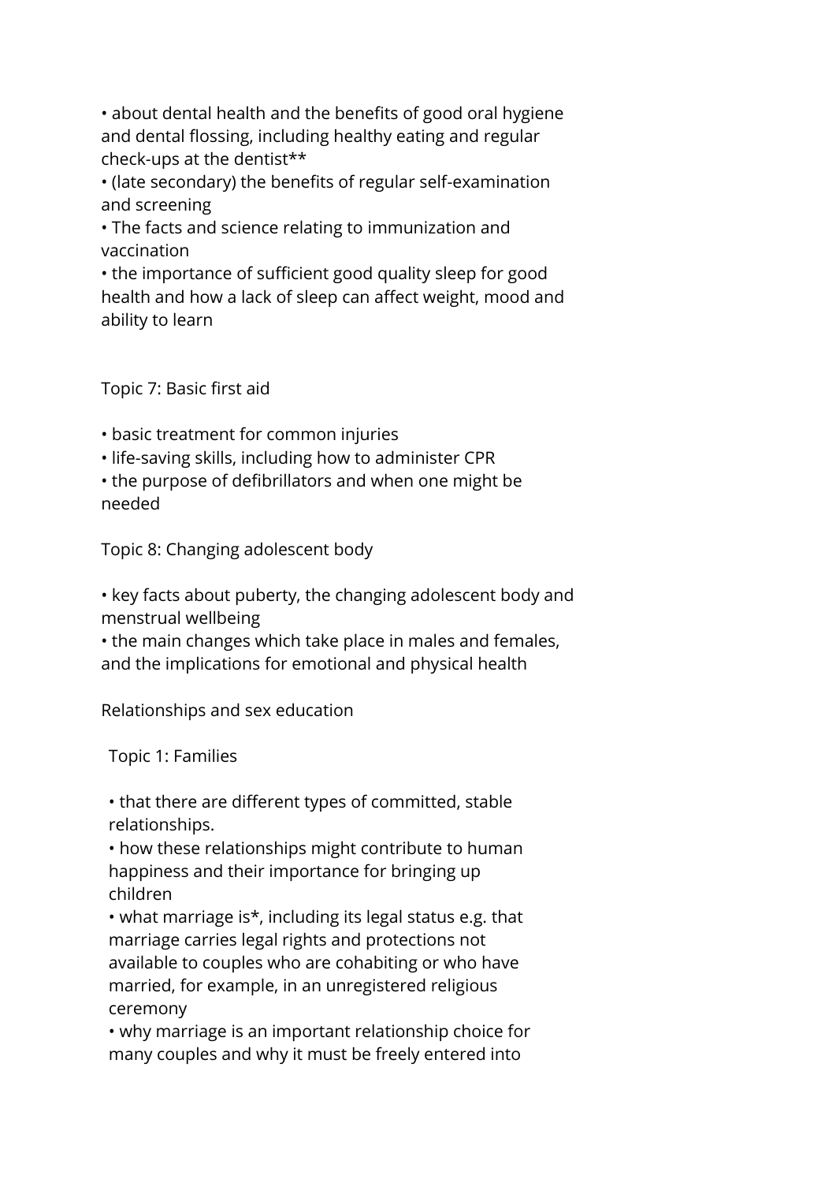- about dental health and the benefits of good oral hygiene and dental flossing, including healthy eating and regular check-ups at the dentist**
- (late secondary) the benefits of regular self-examination and screening
- The facts and science relating to immunization and vaccination
- the importance of sufficient good quality sleep for good health and how a lack of sleep can affect weight, mood and ability to learn

Topic 7: Basic first aid

- basic treatment for common injuries
- life-saving skills, including how to administer CPR
- the purpose of defibrillators and when one might be needed

Topic 8: Changing adolescent body

- key facts about puberty, the changing adolescent body and menstrual wellbeing
- the main changes which take place in males and females, and the implications for emotional and physical health

Relationships and sex education

Topic 1: Families

- that there are different types of committed, stable relationships.
- how these relationships might contribute to human happiness and their importance for bringing up children
- what marriage is*, including its legal status e.g. that marriage carries legal rights and protections not available to couples who are cohabiting or who have married, for example, in an unregistered religious ceremony
- why marriage is an important relationship choice for many couples and why it must be freely entered into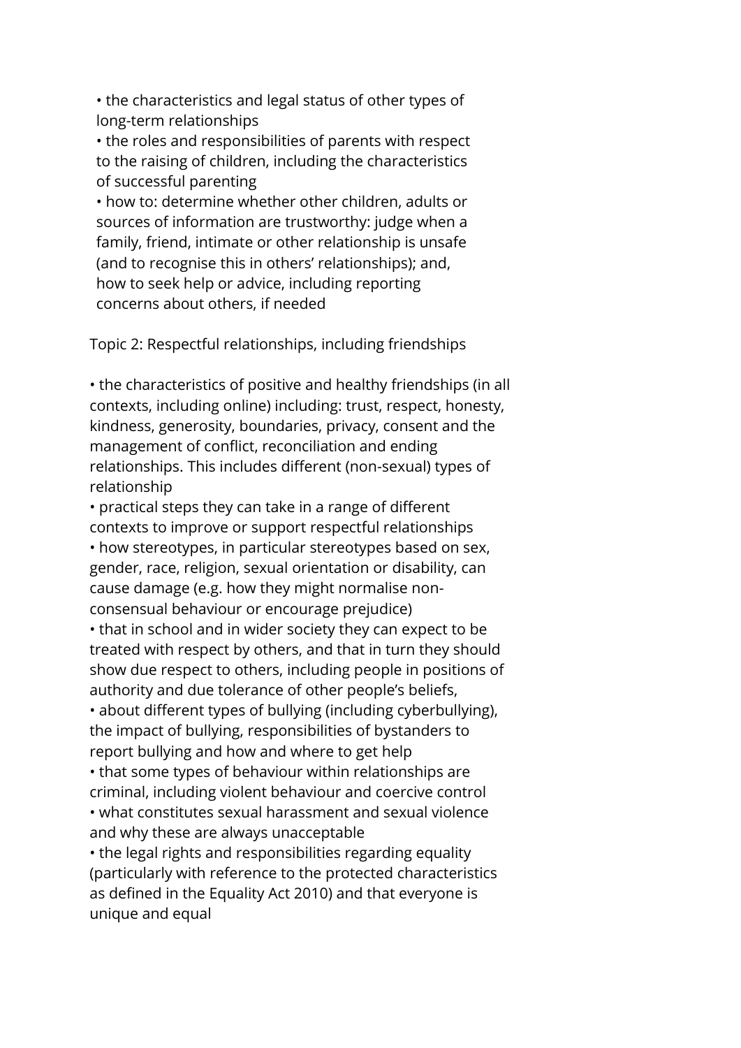- the characteristics and legal status of other types of long-term relationships
- the roles and responsibilities of parents with respect to the raising of children, including the characteristics of successful parenting
- how to: determine whether other children, adults or sources of information are trustworthy: judge when a family, friend, intimate or other relationship is unsafe (and to recognise this in others' relationships); and, how to seek help or advice, including reporting concerns about others, if needed

Topic 2: Respectful relationships, including friendships

- the characteristics of positive and healthy friendships (in all contexts, including online) including: trust, respect, honesty, kindness, generosity, boundaries, privacy, consent and the management of conflict, reconciliation and ending relationships. This includes different (non-sexual) types of relationship
- practical steps they can take in a range of different contexts to improve or support respectful relationships
- how stereotypes, in particular stereotypes based on sex, gender, race, religion, sexual orientation or disability, can cause damage (e.g. how they might normalise non-consensual behaviour or encourage prejudice)
- that in school and in wider society they can expect to be treated with respect by others, and that in turn they should show due respect to others, including people in positions of authority and due tolerance of other people's beliefs,
- about different types of bullying (including cyberbullying), the impact of bullying, responsibilities of bystanders to report bullying and how and where to get help
- that some types of behaviour within relationships are criminal, including violent behaviour and coercive control
- what constitutes sexual harassment and sexual violence and why these are always unacceptable
- the legal rights and responsibilities regarding equality (particularly with reference to the protected characteristics as defined in the Equality Act 2010) and that everyone is unique and equal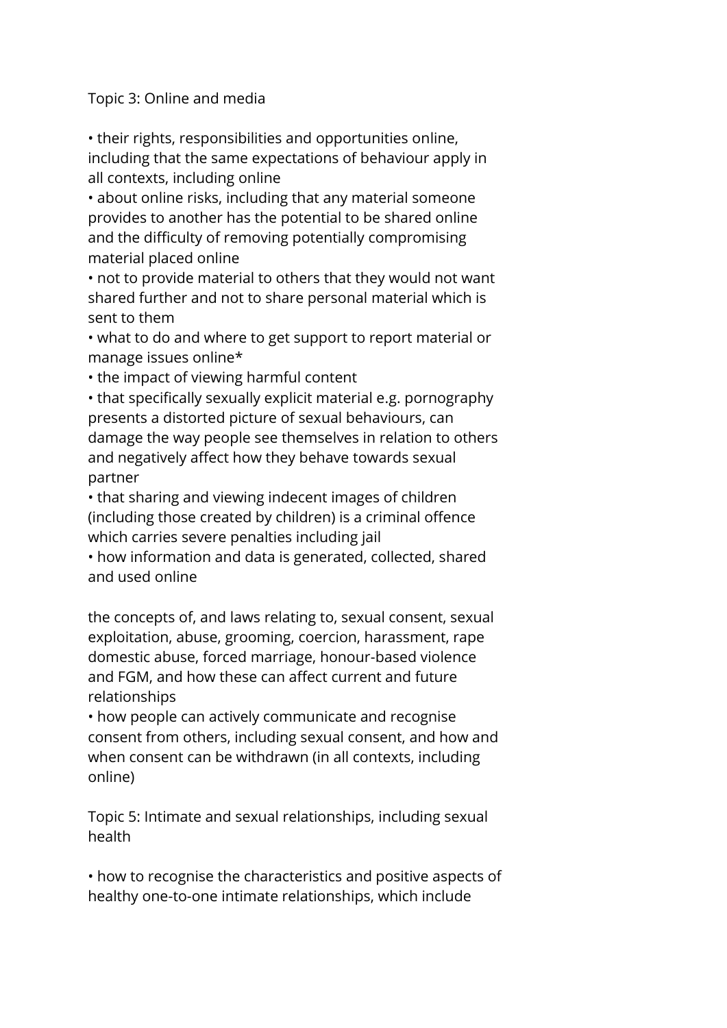Topic 3: Online and media

- their rights, responsibilities and opportunities online, including that the same expectations of behaviour apply in all contexts, including online
- about online risks, including that any material someone provides to another has the potential to be shared online and the difficulty of removing potentially compromising material placed online
- not to provide material to others that they would not want shared further and not to share personal material which is sent to them
- what to do and where to get support to report material or manage issues online*
- the impact of viewing harmful content
- that specifically sexually explicit material e.g. pornography presents a distorted picture of sexual behaviours, can damage the way people see themselves in relation to others and negatively affect how they behave towards sexual partner
- that sharing and viewing indecent images of children (including those created by children) is a criminal offence which carries severe penalties including jail
- how information and data is generated, collected, shared and used online

the concepts of, and laws relating to, sexual consent, sexual exploitation, abuse, grooming, coercion, harassment, rape domestic abuse, forced marriage, honour-based violence and FGM, and how these can affect current and future relationships

- how people can actively communicate and recognise consent from others, including sexual consent, and how and when consent can be withdrawn (in all contexts, including online)

Topic 5: Intimate and sexual relationships, including sexual health

- how to recognise the characteristics and positive aspects of healthy one-to-one intimate relationships, which include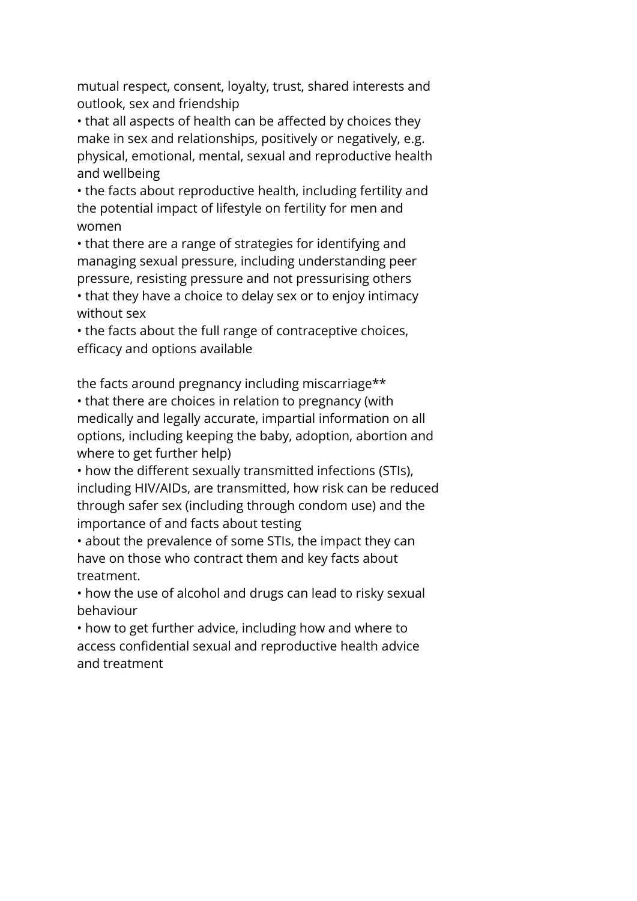mutual respect, consent, loyalty, trust, shared interests and outlook, sex and friendship

- that all aspects of health can be affected by choices they make in sex and relationships, positively or negatively, e.g. physical, emotional, mental, sexual and reproductive health and wellbeing
- the facts about reproductive health, including fertility and the potential impact of lifestyle on fertility for men and women
- that there are a range of strategies for identifying and managing sexual pressure, including understanding peer pressure, resisting pressure and not pressurising others
- that they have a choice to delay sex or to enjoy intimacy without sex
- the facts about the full range of contraceptive choices, efficacy and options available

the facts around pregnancy including miscarriage**

- that there are choices in relation to pregnancy (with medically and legally accurate, impartial information on all options, including keeping the baby, adoption, abortion and where to get further help)
- how the different sexually transmitted infections (STIs), including HIV/AIDs, are transmitted, how risk can be reduced through safer sex (including through condom use) and the importance of and facts about testing
- about the prevalence of some STIs, the impact they can have on those who contract them and key facts about treatment.
- how the use of alcohol and drugs can lead to risky sexual behaviour
- how to get further advice, including how and where to access confidential sexual and reproductive health advice and treatment